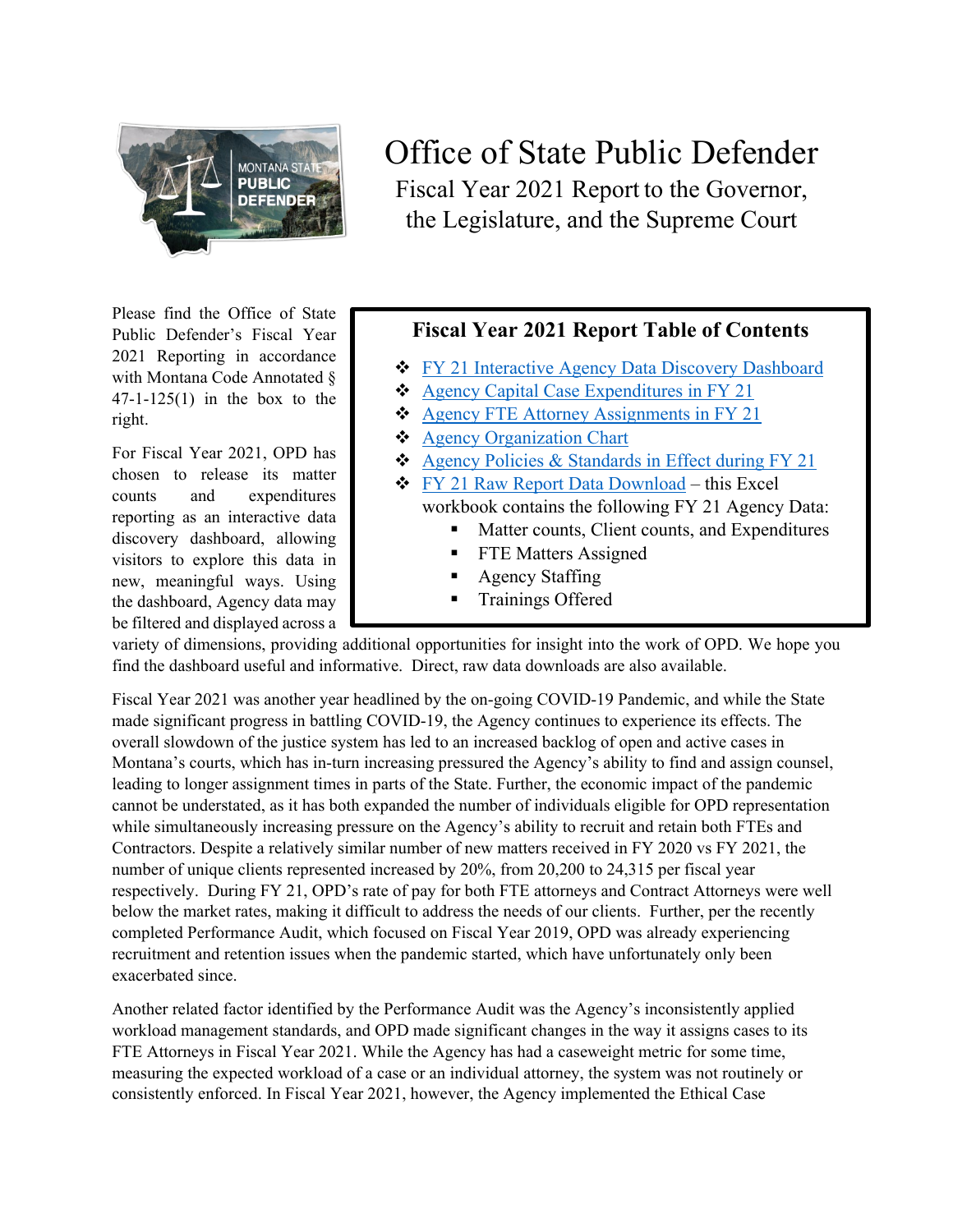# Office of State Public Defender

## Fiscal Year 2021 Report to the Governor, the Legislature, and the Supreme Court

Please find the Office of State Public Defender's Fiscal Year 2021 Reporting in accordance with Montana Code Annotated § 47-1-125(1) in the box to the right.

### Fiscal Year 2021 Report Table of Contents

- FY 21 Interactive Agency Data Discovery Dashboard
- Agency Capital Case Expenditures in FY 21
- Agency FTE Attorney Assignments in FY 21
- Agency Organization Chart
- Agency Policies & Standards in Effect during FY 21
- FY 21 Raw Report Data Download – this Excel workbook contains the following FY 21 Agency Data:
  - Matter counts, Client counts, and Expenditures
  - FTE Matters Assigned
  - Agency Staffing
  - Trainings Offered

For Fiscal Year 2021, OPD has chosen to release its matter counts and expenditures reporting as an interactive data discovery dashboard, allowing visitors to explore this data in new, meaningful ways. Using the dashboard, Agency data may be filtered and displayed across a variety of dimensions, providing additional opportunities for insight into the work of OPD. We hope you find the dashboard useful and informative. Direct, raw data downloads are also available.

Fiscal Year 2021 was another year headlined by the on-going COVID-19 Pandemic, and while the State made significant progress in battling COVID-19, the Agency continues to experience its effects. The overall slowdown of the justice system has led to an increased backlog of open and active cases in Montana's courts, which has in-turn increasing pressured the Agency's ability to find and assign counsel, leading to longer assignment times in parts of the State. Further, the economic impact of the pandemic cannot be understated, as it has both expanded the number of individuals eligible for OPD representation while simultaneously increasing pressure on the Agency's ability to recruit and retain both FTEs and Contractors. Despite a relatively similar number of new matters received in FY 2020 vs FY 2021, the number of unique clients represented increased by 20%, from 20,200 to 24,315 per fiscal year respectively. During FY 21, OPD's rate of pay for both FTE attorneys and Contract Attorneys were well below the market rates, making it difficult to address the needs of our clients. Further, per the recently completed Performance Audit, which focused on Fiscal Year 2019, OPD was already experiencing recruitment and retention issues when the pandemic started, which have unfortunately only been exacerbated since.

Another related factor identified by the Performance Audit was the Agency's inconsistently applied workload management standards, and OPD made significant changes in the way it assigns cases to its FTE Attorneys in Fiscal Year 2021. While the Agency has had a caseweight metric for some time, measuring the expected workload of a case or an individual attorney, the system was not routinely or consistently enforced. In Fiscal Year 2021, however, the Agency implemented the Ethical Case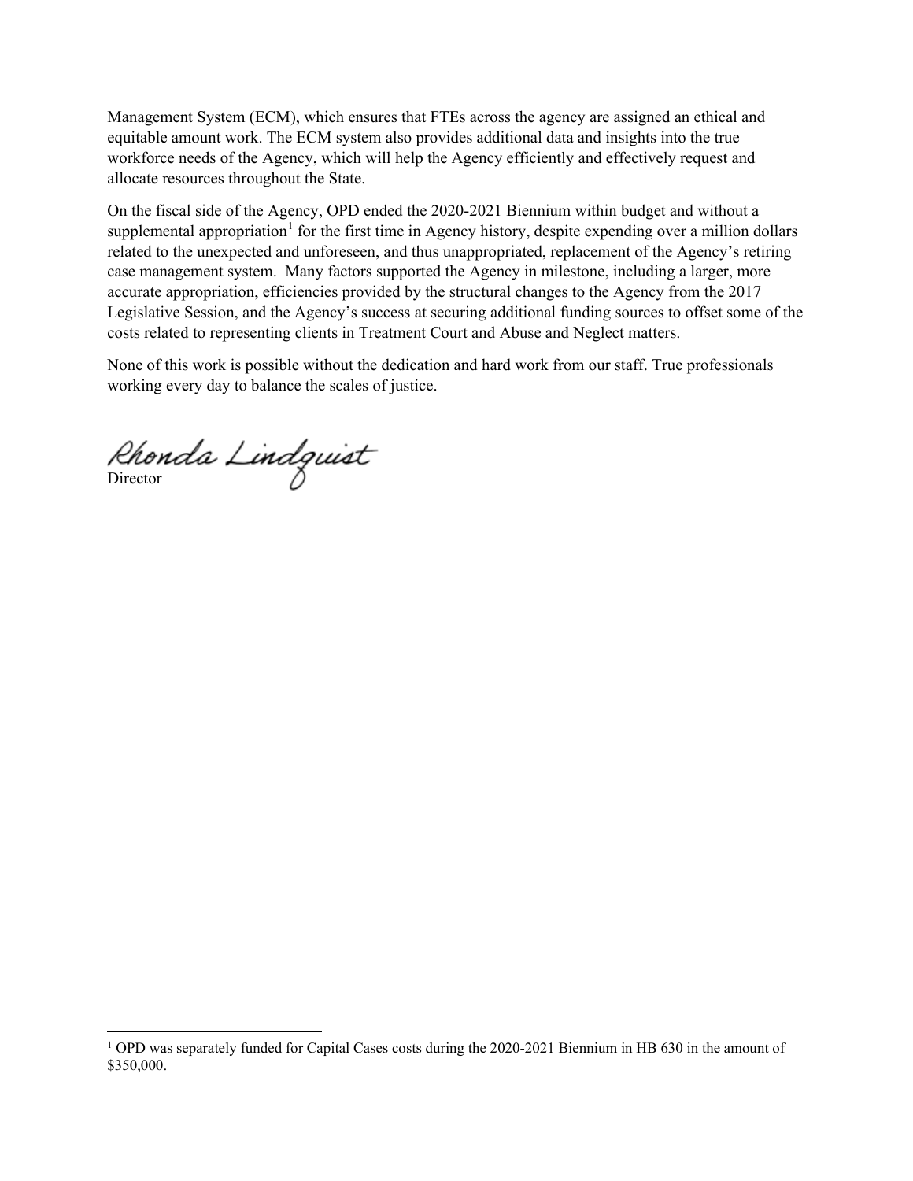Management System (ECM), which ensures that FTEs across the agency are assigned an ethical and equitable amount work. The ECM system also provides additional data and insights into the true workforce needs of the Agency, which will help the Agency efficiently and effectively request and allocate resources throughout the State.

On the fiscal side of the Agency, OPD ended the 2020-2021 Biennium within budget and without a supplemental appropriation[1] for the first time in Agency history, despite expending over a million dollars related to the unexpected and unforeseen, and thus unappropriated, replacement of the Agency's retiring case management system. Many factors supported the Agency in milestone, including a larger, more accurate appropriation, efficiencies provided by the structural changes to the Agency from the 2017 Legislative Session, and the Agency's success at securing additional funding sources to offset some of the costs related to representing clients in Treatment Court and Abuse and Neglect matters.

None of this work is possible without the dedication and hard work from our staff. True professionals working every day to balance the scales of justice.

Rhonda Lindquist
Director

[1] OPD was separately funded for Capital Cases costs during the 2020-2021 Biennium in HB 630 in the amount of $350,000.